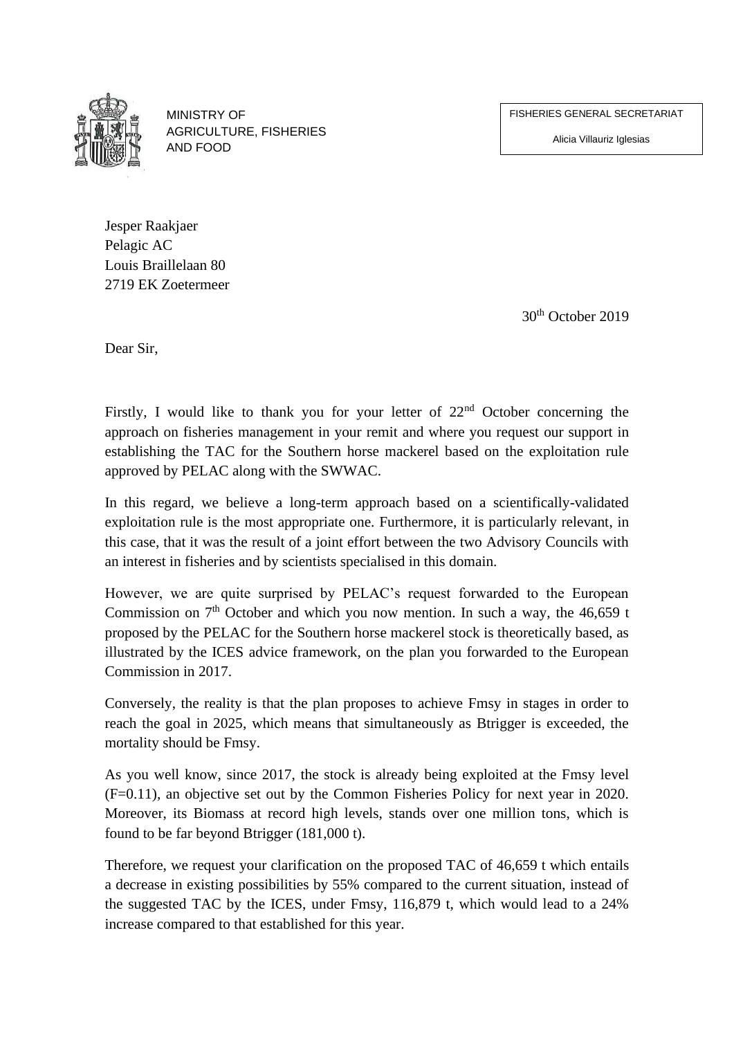MINISTRY OF
AGRICULTURE, FISHERIES
AND FOOD

FISHERIES GENERAL SECRETARIAT

Alicia Villauriz Iglesias

Jesper Raakjaer
Pelagic AC
Louis Braillelaan 80
2719 EK Zoetermeer

30th October 2019

Dear Sir,

Firstly, I would like to thank you for your letter of 22nd October concerning the approach on fisheries management in your remit and where you request our support in establishing the TAC for the Southern horse mackerel based on the exploitation rule approved by PELAC along with the SWWAC.

In this regard, we believe a long-term approach based on a scientifically-validated exploitation rule is the most appropriate one. Furthermore, it is particularly relevant, in this case, that it was the result of a joint effort between the two Advisory Councils with an interest in fisheries and by scientists specialised in this domain.

However, we are quite surprised by PELAC's request forwarded to the European Commission on 7th October and which you now mention. In such a way, the 46,659 t proposed by the PELAC for the Southern horse mackerel stock is theoretically based, as illustrated by the ICES advice framework, on the plan you forwarded to the European Commission in 2017.

Conversely, the reality is that the plan proposes to achieve Fmsy in stages in order to reach the goal in 2025, which means that simultaneously as Btrigger is exceeded, the mortality should be Fmsy.

As you well know, since 2017, the stock is already being exploited at the Fmsy level (F=0.11), an objective set out by the Common Fisheries Policy for next year in 2020. Moreover, its Biomass at record high levels, stands over one million tons, which is found to be far beyond Btrigger (181,000 t).

Therefore, we request your clarification on the proposed TAC of 46,659 t which entails a decrease in existing possibilities by 55% compared to the current situation, instead of the suggested TAC by the ICES, under Fmsy, 116,879 t, which would lead to a 24% increase compared to that established for this year.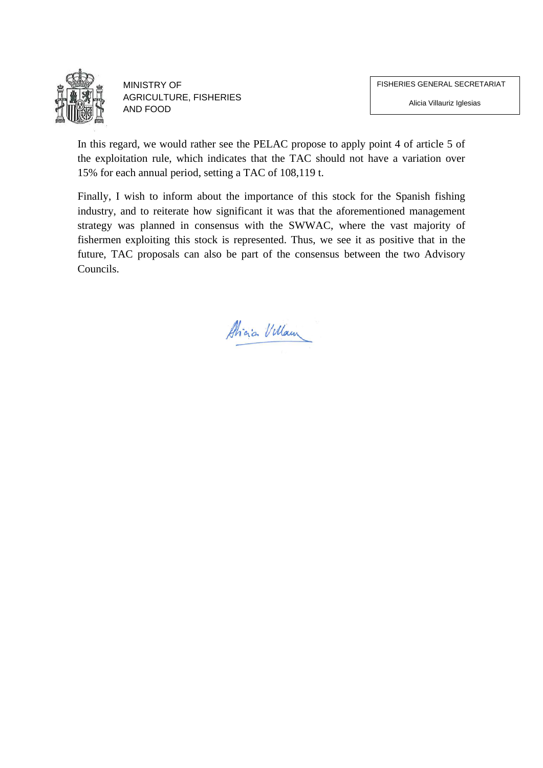In this regard, we would rather see the PELAC propose to apply point 4 of article 5 of the exploitation rule, which indicates that the TAC should not have a variation over 15% for each annual period, setting a TAC of 108,119 t.

Finally, I wish to inform about the importance of this stock for the Spanish fishing industry, and to reiterate how significant it was that the aforementioned management strategy was planned in consensus with the SWWAC, where the vast majority of fishermen exploiting this stock is represented. Thus, we see it as positive that in the future, TAC proposals can also be part of the consensus between the two Advisory Councils.